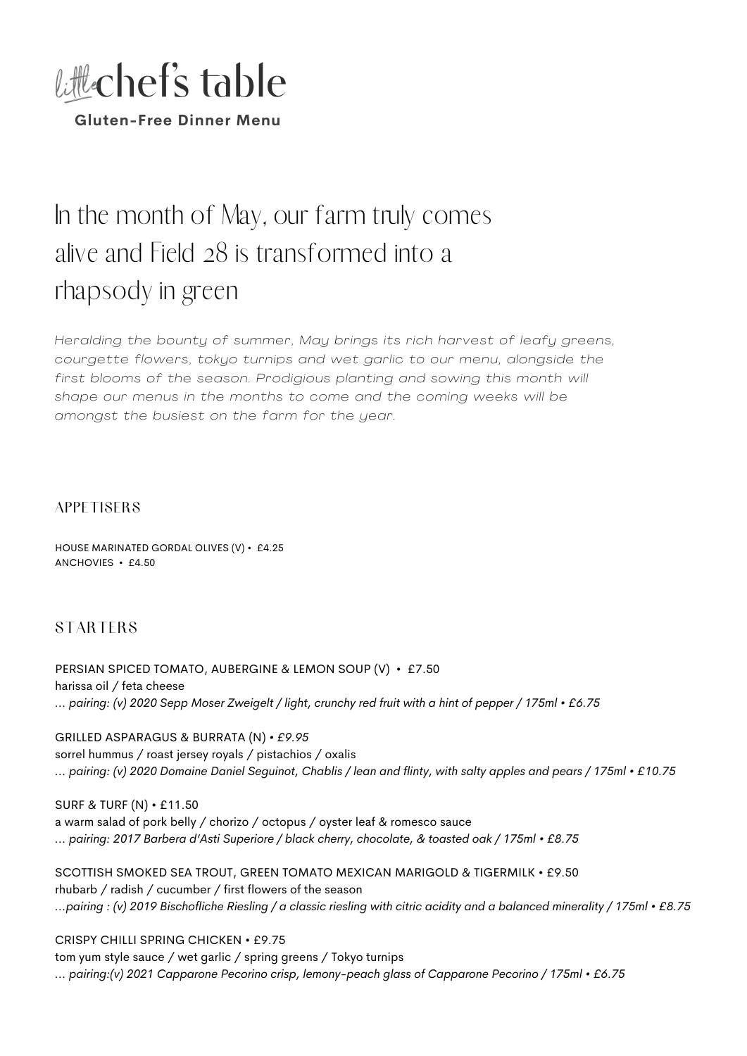# little chef's table

**Gluten-Free Dinner Menu**

## In the month of May, our farm truly comes alive and Field 28 is transformed into a rhapsody in green

*Heralding the bounty of summer, May brings its rich harvest of leafy greens, courgette flowers, tokyo turnips and wet garlic to our menu, alongside the first blooms of the season. Prodigious planting and sowing this month will shape our menus in the months to come and the coming weeks will be amongst the busiest on the farm for the year.*

### APPETISERS

HOUSE MARINATED GORDAL OLIVES (V) • £4.25
ANCHOVIES • £4.50

### STARTERS

PERSIAN SPICED TOMATO, AUBERGINE & LEMON SOUP (V) • £7.50
harissa oil / feta cheese
*... pairing: (v) 2020 Sepp Moser Zweigelt / light, crunchy red fruit with a hint of pepper / 175ml • £6.75*

GRILLED ASPARAGUS & BURRATA (N) *• £9.95*
sorrel hummus / roast jersey royals / pistachios / oxalis
*... pairing: (v) 2020 Domaine Daniel Seguinot, Chablis / lean and flinty, with salty apples and pears / 175ml • £10.75*

SURF & TURF (N) • £11.50
a warm salad of pork belly / chorizo / octopus / oyster leaf & romesco sauce
*... pairing: 2017 Barbera d'Asti Superiore / black cherry, chocolate, & toasted oak / 175ml • £8.75*

SCOTTISH SMOKED SEA TROUT, GREEN TOMATO MEXICAN MARIGOLD & TIGERMILK • £9.50
rhubarb / radish / cucumber / first flowers of the season
*...pairing : (v) 2019 Bischofliche Riesling / a classic riesling with citric acidity and a balanced minerality / 175ml • £8.75*

CRISPY CHILLI SPRING CHICKEN • £9.75
tom yum style sauce / wet garlic / spring greens / Tokyo turnips
*... pairing:(v) 2021 Capparone Pecorino crisp, lemony-peach glass of Capparone Pecorino / 175ml • £6.75*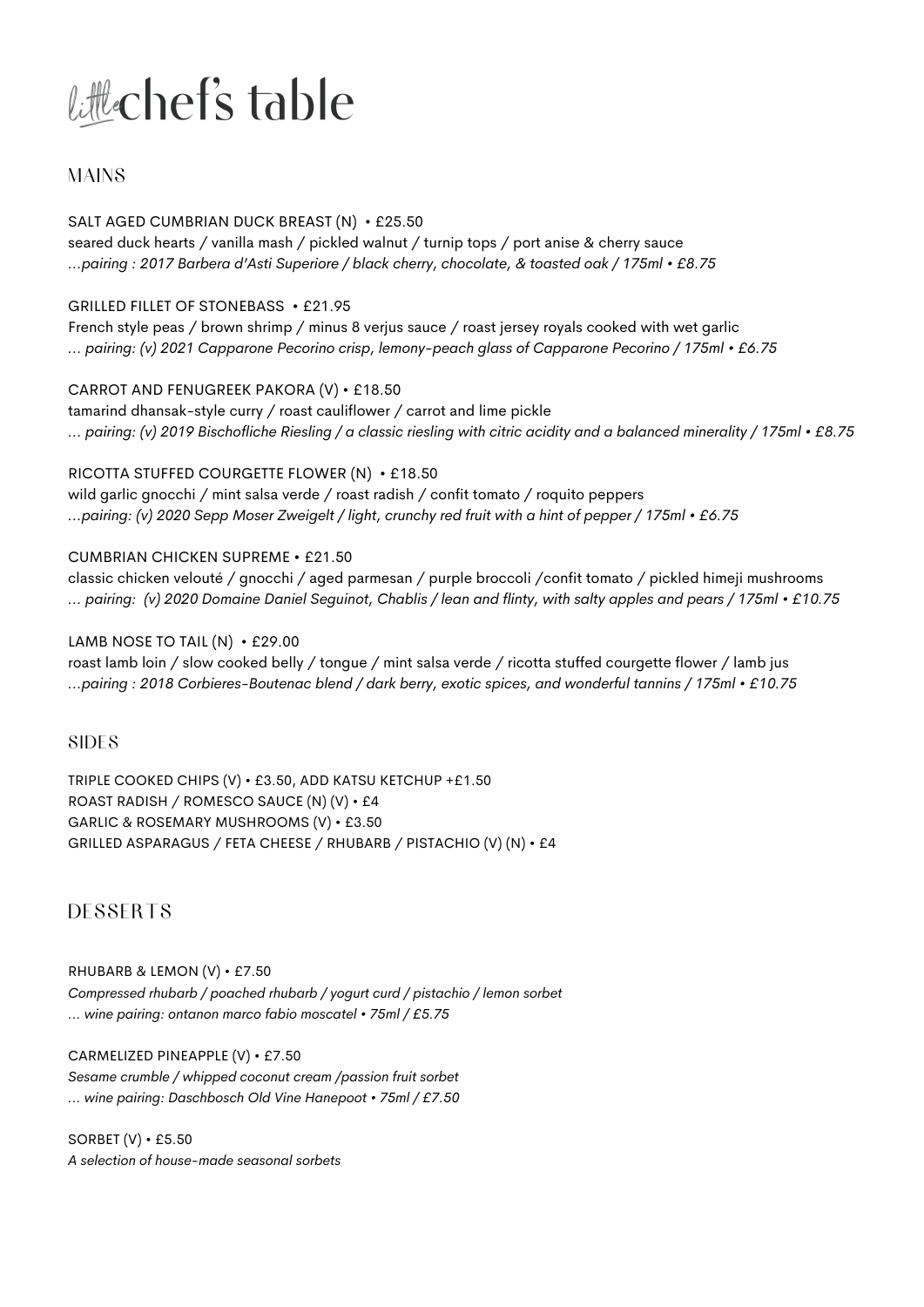# little chef's table

## MAINS

SALT AGED CUMBRIAN DUCK BREAST (N) • £25.50
seared duck hearts / vanilla mash / pickled walnut / turnip tops / port anise & cherry sauce
*...pairing : 2017 Barbera d'Asti Superiore / black cherry, chocolate, & toasted oak / 175ml • £8.75*

GRILLED FILLET OF STONEBASS • £21.95
French style peas / brown shrimp / minus 8 verjus sauce / roast jersey royals cooked with wet garlic
*... pairing: (v) 2021 Capparone Pecorino crisp, lemony-peach glass of Capparone Pecorino / 175ml • £6.75*

CARROT AND FENUGREEK PAKORA (V) • £18.50
tamarind dhansak-style curry / roast cauliflower / carrot and lime pickle
*... pairing: (v) 2019 Bischofliche Riesling / a classic riesling with citric acidity and a balanced minerality / 175ml • £8.75*

RICOTTA STUFFED COURGETTE FLOWER (N) • £18.50
wild garlic gnocchi / mint salsa verde / roast radish / confit tomato / roquito peppers
*...pairing: (v) 2020 Sepp Moser Zweigelt / light, crunchy red fruit with a hint of pepper / 175ml • £6.75*

CUMBRIAN CHICKEN SUPREME • £21.50
classic chicken velouté / gnocchi / aged parmesan / purple broccoli /confit tomato / pickled himeji mushrooms
*... pairing: (v) 2020 Domaine Daniel Seguinot, Chablis / lean and flinty, with salty apples and pears / 175ml • £10.75*

LAMB NOSE TO TAIL (N) • £29.00
roast lamb loin / slow cooked belly / tongue / mint salsa verde / ricotta stuffed courgette flower / lamb jus
*...pairing : 2018 Corbieres-Boutenac blend / dark berry, exotic spices, and wonderful tannins / 175ml • £10.75*

## SIDES

TRIPLE COOKED CHIPS (V) • £3.50, ADD KATSU KETCHUP +£1.50
ROAST RADISH / ROMESCO SAUCE (N) (V) • £4
GARLIC & ROSEMARY MUSHROOMS (V) • £3.50
GRILLED ASPARAGUS / FETA CHEESE / RHUBARB / PISTACHIO (V) (N) • £4

## DESSERTS

RHUBARB & LEMON (V) • £7.50
*Compressed rhubarb / poached rhubarb / yogurt curd / pistachio / lemon sorbet*
*... wine pairing: ontanon marco fabio moscatel • 75ml / £5.75*

CARMELIZED PINEAPPLE (V) • £7.50
*Sesame crumble / whipped coconut cream /passion fruit sorbet*
*... wine pairing: Daschbosch Old Vine Hanepoot • 75ml / £7.50*

SORBET (V) • £5.50
*A selection of house-made seasonal sorbets*